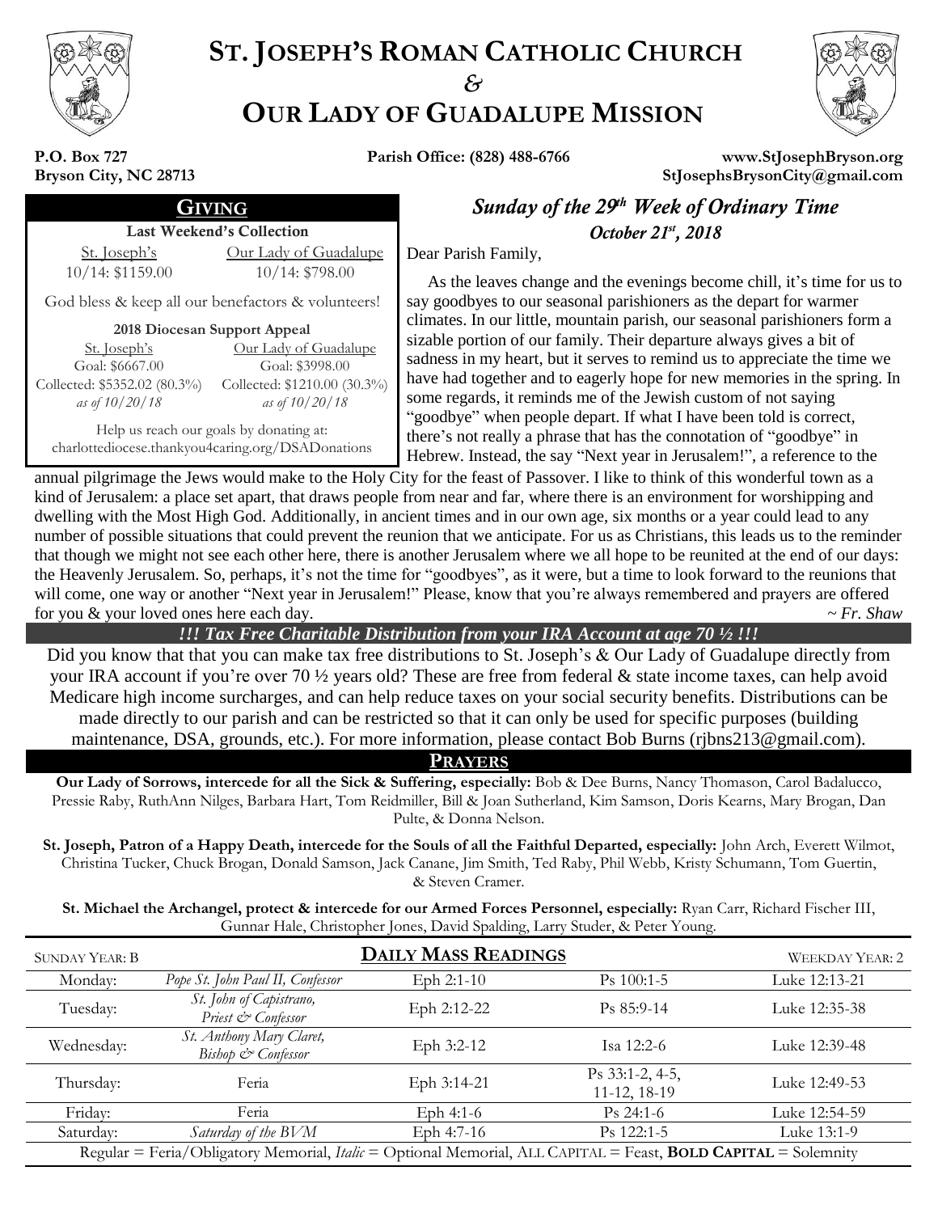# St. Joseph's Roman Catholic Church
## &
# Our Lady of Guadalupe Mission

**P.O. Box 727**
**Bryson City, NC 28713**

**Parish Office: (828) 488-6766**

**www.StJosephBryson.org**
**StJosephsBrysonCity@gmail.com**

## Giving

**Last Weekend's Collection**

| St. Joseph's | Our Lady of Guadalupe |
|---|---|
| 10/14: $1159.00 | 10/14: $798.00 |

God bless & keep all our benefactors & volunteers!

**2018 Diocesan Support Appeal**

| St. Joseph's | Our Lady of Guadalupe |
|---|---|
| Goal: $6667.00 | Goal: $3998.00 |
| Collected: $5352.02 (80.3%) | Collected: $1210.00 (30.3%) |
| *as of 10/20/18* | *as of 10/20/18* |

Help us reach our goals by donating at:
charlottediocese.thankyou4caring.org/DSADonations

## *Sunday of the 29th Week of Ordinary Time*
### *October 21st, 2018*

Dear Parish Family,

As the leaves change and the evenings become chill, it's time for us to say goodbyes to our seasonal parishioners as the depart for warmer climates. In our little, mountain parish, our seasonal parishioners form a sizable portion of our family. Their departure always gives a bit of sadness in my heart, but it serves to remind us to appreciate the time we have had together and to eagerly hope for new memories in the spring. In some regards, it reminds me of the Jewish custom of not saying "goodbye" when people depart. If what I have been told is correct, there's not really a phrase that has the connotation of "goodbye" in Hebrew. Instead, the say "Next year in Jerusalem!", a reference to the annual pilgrimage the Jews would make to the Holy City for the feast of Passover. I like to think of this wonderful town as a kind of Jerusalem: a place set apart, that draws people from near and far, where there is an environment for worshipping and dwelling with the Most High God. Additionally, in ancient times and in our own age, six months or a year could lead to any number of possible situations that could prevent the reunion that we anticipate. For us as Christians, this leads us to the reminder that though we might not see each other here, there is another Jerusalem where we all hope to be reunited at the end of our days: the Heavenly Jerusalem. So, perhaps, it's not the time for "goodbyes", as it were, but a time to look forward to the reunions that will come, one way or another "Next year in Jerusalem!" Please, know that you're always remembered and prayers are offered for you & your loved ones here each day.

*~ Fr. Shaw*

***!!! Tax Free Charitable Distribution from your IRA Account at age 70 ½ !!!***

Did you know that that you can make tax free distributions to St. Joseph's & Our Lady of Guadalupe directly from your IRA account if you're over 70 ½ years old? These are free from federal & state income taxes, can help avoid Medicare high income surcharges, and can help reduce taxes on your social security benefits. Distributions can be made directly to our parish and can be restricted so that it can only be used for specific purposes (building maintenance, DSA, grounds, etc.). For more information, please contact Bob Burns (rjbns213@gmail.com).

## Prayers

**Our Lady of Sorrows, intercede for all the Sick & Suffering, especially:** Bob & Dee Burns, Nancy Thomason, Carol Badalucco, Pressie Raby, RuthAnn Nilges, Barbara Hart, Tom Reidmiller, Bill & Joan Sutherland, Kim Samson, Doris Kearns, Mary Brogan, Dan Pulte, & Donna Nelson.

**St. Joseph, Patron of a Happy Death, intercede for the Souls of all the Faithful Departed, especially:** John Arch, Everett Wilmot, Christina Tucker, Chuck Brogan, Donald Samson, Jack Canane, Jim Smith, Ted Raby, Phil Webb, Kristy Schumann, Tom Guertin, & Steven Cramer.

**St. Michael the Archangel, protect & intercede for our Armed Forces Personnel, especially:** Ryan Carr, Richard Fischer III, Gunnar Hale, Christopher Jones, David Spalding, Larry Studer, & Peter Young.

## Daily Mass Readings

Sunday Year: B | Weekday Year: 2

| Day | Celebration | First Reading | Psalm | Gospel |
|---|---|---|---|---|
| Monday: | *Pope St. John Paul II, Confessor* | Eph 2:1-10 | Ps 100:1-5 | Luke 12:13-21 |
| Tuesday: | *St. John of Capistrano, Priest & Confessor* | Eph 2:12-22 | Ps 85:9-14 | Luke 12:35-38 |
| Wednesday: | *St. Anthony Mary Claret, Bishop & Confessor* | Eph 3:2-12 | Isa 12:2-6 | Luke 12:39-48 |
| Thursday: | Feria | Eph 3:14-21 | Ps 33:1-2, 4-5, 11-12, 18-19 | Luke 12:49-53 |
| Friday: | Feria | Eph 4:1-6 | Ps 24:1-6 | Luke 12:54-59 |
| Saturday: | *Saturday of the BVM* | Eph 4:7-16 | Ps 122:1-5 | Luke 13:1-9 |

Regular = Feria/Obligatory Memorial, *Italic* = Optional Memorial, ALL CAPITAL = Feast, **BOLD CAPITAL** = Solemnity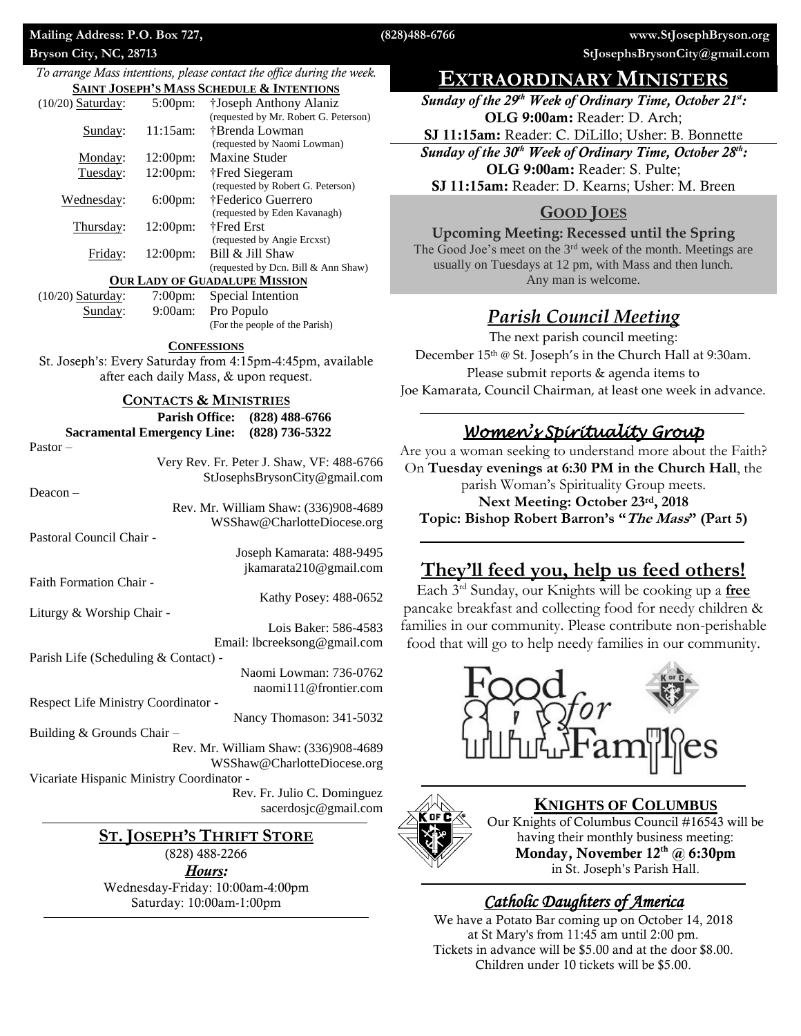Mailing Address: P.O. Box 727, Bryson City, NC, 28713 (828)488-6766 www.StJosephBryson.org StJosephsBrysonCity@gmail.com

*To arrange Mass intentions, please contact the office during the week.*

**SAINT JOSEPH'S MASS SCHEDULE & INTENTIONS**

| | | |
|---|---|---|
| (10/20) Saturday: | 5:00pm: | †Joseph Anthony Alaniz (requested by Mr. Robert G. Peterson) |
| Sunday: | 11:15am: | †Brenda Lowman (requested by Naomi Lowman) |
| Monday: | 12:00pm: | Maxine Studer |
| Tuesday: | 12:00pm: | †Fred Siegeram (requested by Robert G. Peterson) |
| Wednesday: | 6:00pm: | †Federico Guerrero (requested by Eden Kavanagh) |
| Thursday: | 12:00pm: | †Fred Erst (requested by Angie Ercxst) |
| Friday: | 12:00pm: | Bill & Jill Shaw (requested by Dcn. Bill & Ann Shaw) |

**OUR LADY OF GUADALUPE MISSION**

| | | |
|---|---|---|
| (10/20) Saturday: | 7:00pm: | Special Intention |
| Sunday: | 9:00am: | Pro Populo (For the people of the Parish) |

**CONFESSIONS**

St. Joseph's: Every Saturday from 4:15pm-4:45pm, available after each daily Mass, & upon request.

**CONTACTS & MINISTRIES**

**Parish Office: (828) 488-6766**
**Sacramental Emergency Line: (828) 736-5322**

Pastor – Very Rev. Fr. Peter J. Shaw, VF: 488-6766 StJosephsBrysonCity@gmail.com

Deacon – Rev. Mr. William Shaw: (336)908-4689 WSShaw@CharlotteDiocese.org

Pastoral Council Chair - Joseph Kamarata: 488-9495 jkamarata210@gmail.com

Faith Formation Chair - Kathy Posey: 488-0652

Liturgy & Worship Chair - Lois Baker: 586-4583 Email: lbcreeksong@gmail.com

Parish Life (Scheduling & Contact) - Naomi Lowman: 736-0762 naomi111@frontier.com

Respect Life Ministry Coordinator - Nancy Thomason: 341-5032

Building & Grounds Chair – Rev. Mr. William Shaw: (336)908-4689 WSShaw@CharlotteDiocese.org

Vicariate Hispanic Ministry Coordinator - Rev. Fr. Julio C. Dominguez sacerdosjc@gmail.com

**ST. JOSEPH'S THRIFT STORE**

(828) 488-2266

***Hours:***

Wednesday-Friday: 10:00am-4:00pm
Saturday: 10:00am-1:00pm

# EXTRAORDINARY MINISTERS

***Sunday of the 29th Week of Ordinary Time, October 21st:***
**OLG 9:00am:** Reader: D. Arch;
**SJ 11:15am:** Reader: C. DiLillo; Usher: B. Bonnette

***Sunday of the 30th Week of Ordinary Time, October 28th:***
**OLG 9:00am:** Reader: S. Pulte;
**SJ 11:15am:** Reader: D. Kearns; Usher: M. Breen

## GOOD JOES

**Upcoming Meeting: Recessed until the Spring**

The Good Joe's meet on the 3rd week of the month. Meetings are usually on Tuesdays at 12 pm, with Mass and then lunch. Any man is welcome.

## *Parish Council Meeting*

The next parish council meeting:
December 15th @ St. Joseph's in the Church Hall at 9:30am.
Please submit reports & agenda items to
Joe Kamarata, Council Chairman, at least one week in advance.

## *Women's Spirituality Group*

Are you a woman seeking to understand more about the Faith? On **Tuesday evenings at 6:30 PM in the Church Hall**, the parish Woman's Spirituality Group meets.

**Next Meeting: October 23rd, 2018**
**Topic: Bishop Robert Barron's "*The Mass*" (Part 5)**

## They'll feed you, help us feed others!

Each 3rd Sunday, our Knights will be cooking up a **free** pancake breakfast and collecting food for needy children & families in our community. Please contribute non-perishable food that will go to help needy families in our community.

Food for Families

## KNIGHTS OF COLUMBUS

Our Knights of Columbus Council #16543 will be having their monthly business meeting:
**Monday, November 12th @ 6:30pm**
in St. Joseph's Parish Hall.

## *Catholic Daughters of America*

We have a Potato Bar coming up on October 14, 2018 at St Mary's from 11:45 am until 2:00 pm.
Tickets in advance will be $5.00 and at the door $8.00.
Children under 10 tickets will be $5.00.